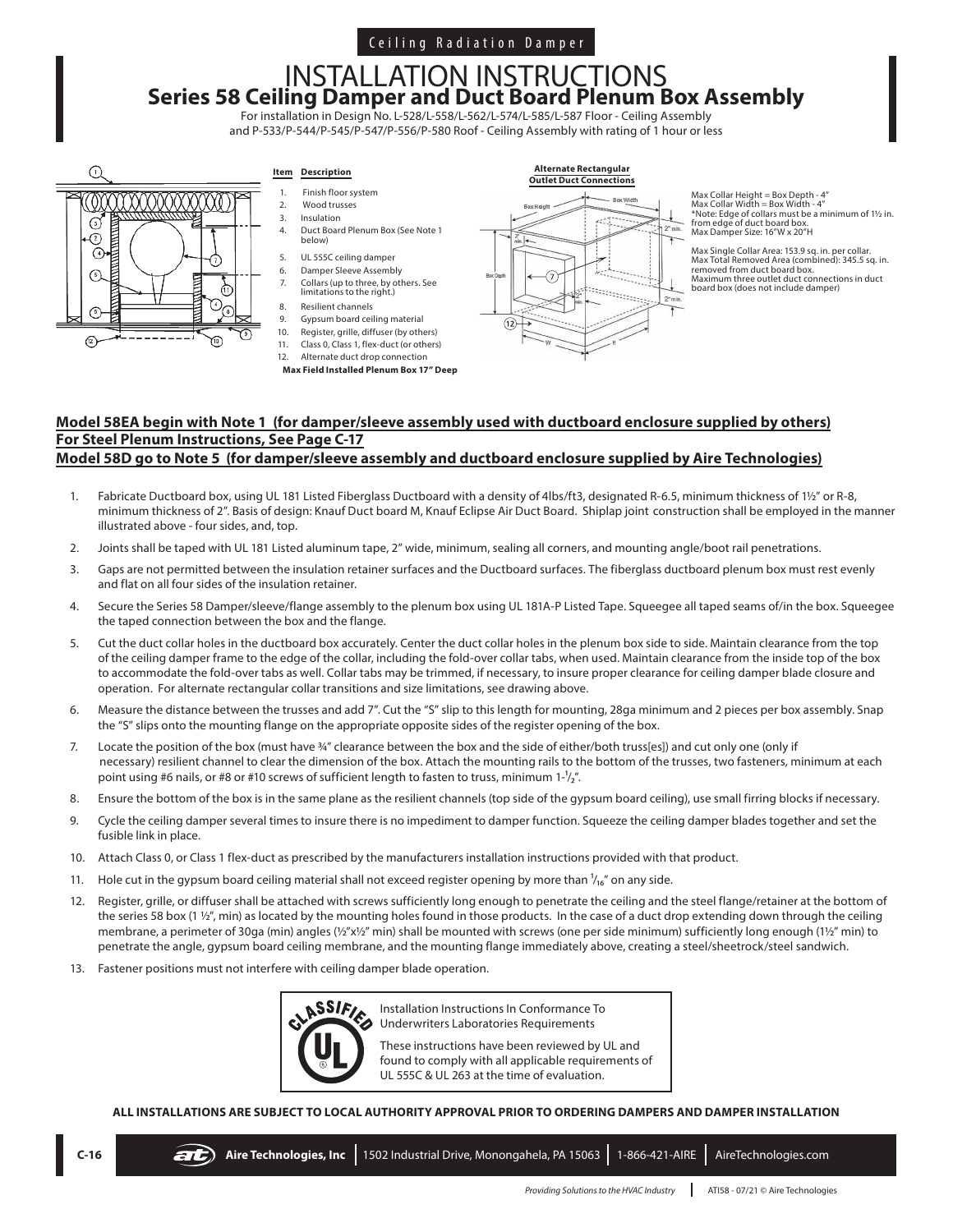Ceiling Radiation Damper

# INSTALLATION INSTRUCTIONS

## Series 58 Ceiling Damper and Duct Board Plenum Box Assembly

For installation in Design No. L-528/L-558/L-562/L-574/L-585/L-587 Floor - Ceiling Assembly
and P-533/P-544/P-545/P-547/P-556/P-580 Roof - Ceiling Assembly with rating of 1 hour or less

| Item | Description |
|---|---|
| 1. | Finish floor system |
| 2. | Wood trusses |
| 3. | Insulation |
| 4. | Duct Board Plenum Box (See Note 1 below) |
| 5. | UL 555C ceiling damper |
| 6. | Damper Sleeve Assembly |
| 7. | Collars (up to three, by others. See limitations to the right.) |
| 8. | Resilient channels |
| 9. | Gypsum board ceiling material |
| 10. | Register, grille, diffuser (by others) |
| 11. | Class 0, Class 1, flex-duct (or others) |
| 12. | Alternate duct drop connection |

**Max Field Installed Plenum Box 17" Deep**

**Alternate Rectangular Outlet Duct Connections**

Max Collar Height = Box Depth - 4"
Max Collar Width = Box Width - 4"
*Note: Edge of collars must be a minimum of 1½ in. from edge of duct board box.
Max Damper Size: 16"W x 20"H

Max Single Collar Area: 153.9 sq. in. per collar.
Max Total Removed Area (combined): 345.5 sq. in. removed from duct board box.
Maximum three outlet duct connections in duct board box (does not include damper)

**Model 58EA begin with Note 1 (for damper/sleeve assembly used with ductboard enclosure supplied by others)**
**For Steel Plenum Instructions, See Page C-17**
**Model 58D go to Note 5 (for damper/sleeve assembly and ductboard enclosure supplied by Aire Technologies)**

1. Fabricate Ductboard box, using UL 181 Listed Fiberglass Ductboard with a density of 4lbs/ft3, designated R-6.5, minimum thickness of 1½" or R-8, minimum thickness of 2". Basis of design: Knauf Duct board M, Knauf Eclipse Air Duct Board. Shiplap joint construction shall be employed in the manner illustrated above - four sides, and, top.
2. Joints shall be taped with UL 181 Listed aluminum tape, 2" wide, minimum, sealing all corners, and mounting angle/boot rail penetrations.
3. Gaps are not permitted between the insulation retainer surfaces and the Ductboard surfaces. The fiberglass ductboard plenum box must rest evenly and flat on all four sides of the insulation retainer.
4. Secure the Series 58 Damper/sleeve/flange assembly to the plenum box using UL 181A-P Listed Tape. Squeegee all taped seams of/in the box. Squeegee the taped connection between the box and the flange.
5. Cut the duct collar holes in the ductboard box accurately. Center the duct collar holes in the plenum box side to side. Maintain clearance from the top of the ceiling damper frame to the edge of the collar, including the fold-over collar tabs, when used. Maintain clearance from the inside top of the box to accommodate the fold-over tabs as well. Collar tabs may be trimmed, if necessary, to insure proper clearance for ceiling damper blade closure and operation. For alternate rectangular collar transitions and size limitations, see drawing above.
6. Measure the distance between the trusses and add 7". Cut the "S" slip to this length for mounting, 28ga minimum and 2 pieces per box assembly. Snap the "S" slips onto the mounting flange on the appropriate opposite sides of the register opening of the box.
7. Locate the position of the box (must have ¾" clearance between the box and the side of either/both truss[es]) and cut only one (only if necessary) resilient channel to clear the dimension of the box. Attach the mounting rails to the bottom of the trusses, two fasteners, minimum at each point using #6 nails, or #8 or #10 screws of sufficient length to fasten to truss, minimum 1-½".
8. Ensure the bottom of the box is in the same plane as the resilient channels (top side of the gypsum board ceiling), use small firring blocks if necessary.
9. Cycle the ceiling damper several times to insure there is no impediment to damper function. Squeeze the ceiling damper blades together and set the fusible link in place.
10. Attach Class 0, or Class 1 flex-duct as prescribed by the manufacturers installation instructions provided with that product.
11. Hole cut in the gypsum board ceiling material shall not exceed register opening by more than 1/16" on any side.
12. Register, grille, or diffuser shall be attached with screws sufficiently long enough to penetrate the ceiling and the steel flange/retainer at the bottom of the series 58 box (1 ½", min) as located by the mounting holes found in those products. In the case of a duct drop extending down through the ceiling membrane, a perimeter of 30ga (min) angles (½"x½" min) shall be mounted with screws (one per side minimum) sufficiently long enough (1½" min) to penetrate the angle, gypsum board ceiling membrane, and the mounting flange immediately above, creating a steel/sheetrock/steel sandwich.
13. Fastener positions must not interfere with ceiling damper blade operation.

Installation Instructions In Conformance To Underwriters Laboratories Requirements

These instructions have been reviewed by UL and found to comply with all applicable requirements of UL 555C & UL 263 at the time of evaluation.

**ALL INSTALLATIONS ARE SUBJECT TO LOCAL AUTHORITY APPROVAL PRIOR TO ORDERING DAMPERS AND DAMPER INSTALLATION**

**Aire Technologies, Inc** | 1502 Industrial Drive, Monongahela, PA 15063 | 1-866-421-AIRE | AireTechnologies.com

*Providing Solutions to the HVAC Industry* | ATI58 - 07/21 © Aire Technologies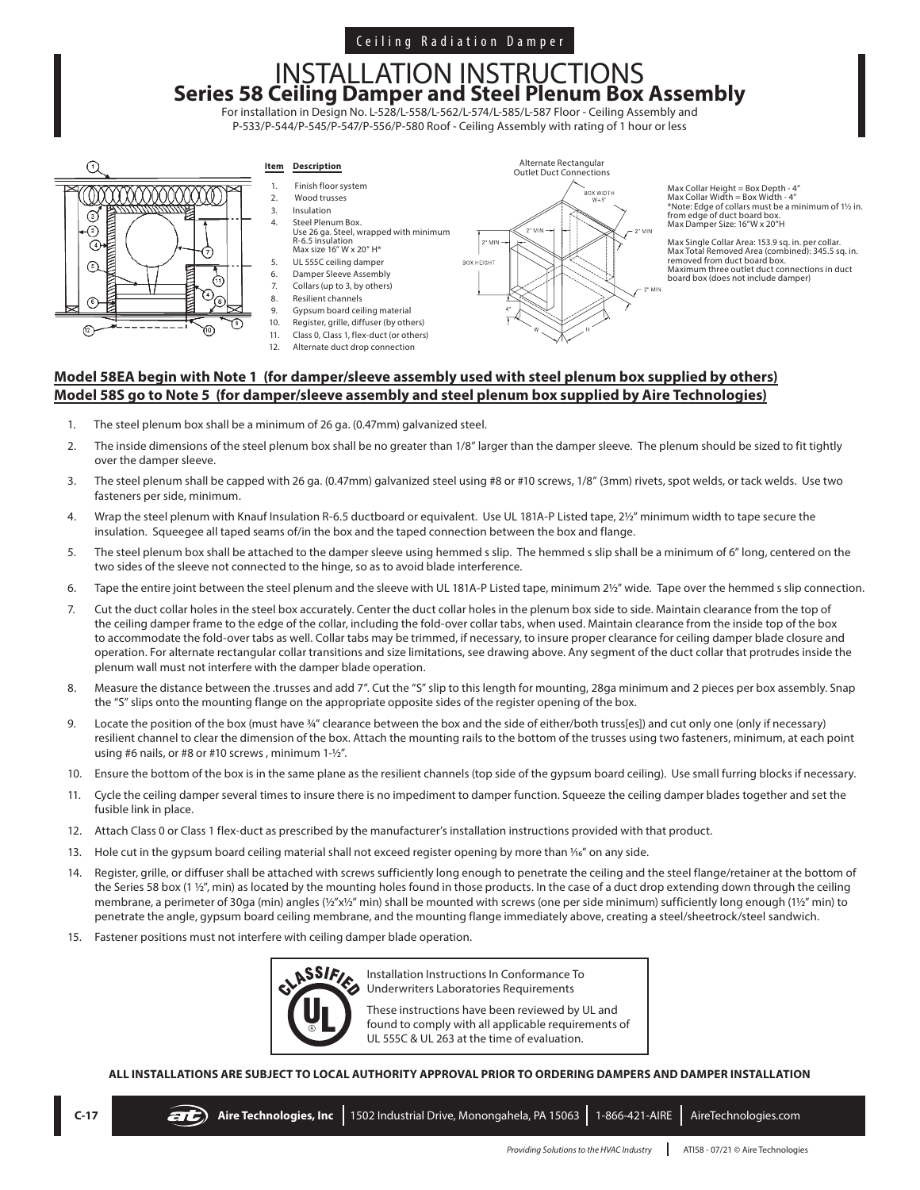Ceiling Radiation Damper

# INSTALLATION INSTRUCTIONS

## Series 58 Ceiling Damper and Steel Plenum Box Assembly

For installation in Design No. L-528/L-558/L-562/L-574/L-585/L-587 Floor - Ceiling Assembly and P-533/P-544/P-545/P-547/P-556/P-580 Roof - Ceiling Assembly with rating of 1 hour or less

| Item | Description |
|---|---|
| 1. | Finish floor system |
| 2. | Wood trusses |
| 3. | Insulation |
| 4. | Steel Plenum Box. Use 26 ga. Steel, wrapped with minimum R-6.5 insulation Max size 16" W x 20" H* |
| 5. | UL 555C ceiling damper |
| 6. | Damper Sleeve Assembly |
| 7. | Collars (up to 3, by others) |
| 8. | Resilient channels |
| 9. | Gypsum board ceiling material |
| 10. | Register, grille, diffuser (by others) |
| 11. | Class 0, Class 1, flex-duct (or others) |
| 12. | Alternate duct drop connection |

Alternate Rectangular Outlet Duct Connections

BOX WIDTH W+3"

2" MIN

BOX HEIGHT

4"

W

H

Max Collar Height = Box Depth - 4"
Max Collar Width = Box Width - 4"
*Note: Edge of collars must be a minimum of 1½ in. from edge of duct board box.
Max Damper Size: 16"W x 20"H

Max Single Collar Area: 153.9 sq. in. per collar.
Max Total Removed Area (combined): 345.5 sq. in. removed from duct board box.
Maximum three outlet duct connections in duct board box (does not include damper)

**Model 58EA begin with Note 1 (for damper/sleeve assembly used with steel plenum box supplied by others)**
**Model 58S go to Note 5 (for damper/sleeve assembly and steel plenum box supplied by Aire Technologies)**

1. The steel plenum box shall be a minimum of 26 ga. (0.47mm) galvanized steel.
2. The inside dimensions of the steel plenum box shall be no greater than 1/8" larger than the damper sleeve. The plenum should be sized to fit tightly over the damper sleeve.
3. The steel plenum shall be capped with 26 ga. (0.47mm) galvanized steel using #8 or #10 screws, 1/8" (3mm) rivets, spot welds, or tack welds. Use two fasteners per side, minimum.
4. Wrap the steel plenum with Knauf Insulation R-6.5 ductboard or equivalent. Use UL 181A-P Listed tape, 2½" minimum width to tape secure the insulation. Squeegee all taped seams of/in the box and the taped connection between the box and flange.
5. The steel plenum box shall be attached to the damper sleeve using hemmed s slip. The hemmed s slip shall be a minimum of 6" long, centered on the two sides of the sleeve not connected to the hinge, so as to avoid blade interference.
6. Tape the entire joint between the steel plenum and the sleeve with UL 181A-P Listed tape, minimum 2½" wide. Tape over the hemmed s slip connection.
7. Cut the duct collar holes in the steel box accurately. Center the duct collar holes in the plenum box side to side. Maintain clearance from the top of the ceiling damper frame to the edge of the collar, including the fold-over collar tabs, when used. Maintain clearance from the inside top of the box to accommodate the fold-over tabs as well. Collar tabs may be trimmed, if necessary, to insure proper clearance for ceiling damper blade closure and operation. For alternate rectangular collar transitions and size limitations, see drawing above. Any segment of the duct collar that protrudes inside the plenum wall must not interfere with the damper blade operation.
8. Measure the distance between the .trusses and add 7". Cut the "S" slip to this length for mounting, 28ga minimum and 2 pieces per box assembly. Snap the "S" slips onto the mounting flange on the appropriate opposite sides of the register opening of the box.
9. Locate the position of the box (must have ¾" clearance between the box and the side of either/both truss[es]) and cut only one (only if necessary) resilient channel to clear the dimension of the box. Attach the mounting rails to the bottom of the trusses using two fasteners, minimum, at each point using #6 nails, or #8 or #10 screws , minimum 1-½".
10. Ensure the bottom of the box is in the same plane as the resilient channels (top side of the gypsum board ceiling). Use small furring blocks if necessary.
11. Cycle the ceiling damper several times to insure there is no impediment to damper function. Squeeze the ceiling damper blades together and set the fusible link in place.
12. Attach Class 0 or Class 1 flex-duct as prescribed by the manufacturer's installation instructions provided with that product.
13. Hole cut in the gypsum board ceiling material shall not exceed register opening by more than 1⁄16" on any side.
14. Register, grille, or diffuser shall be attached with screws sufficiently long enough to penetrate the ceiling and the steel flange/retainer at the bottom of the Series 58 box (1 ½", min) as located by the mounting holes found in those products. In the case of a duct drop extending down through the ceiling membrane, a perimeter of 30ga (min) angles (½"x½" min) shall be mounted with screws (one per side minimum) sufficiently long enough (1½" min) to penetrate the angle, gypsum board ceiling membrane, and the mounting flange immediately above, creating a steel/sheetrock/steel sandwich.
15. Fastener positions must not interfere with ceiling damper blade operation.

Installation Instructions In Conformance To Underwriters Laboratories Requirements

These instructions have been reviewed by UL and found to comply with all applicable requirements of UL 555C & UL 263 at the time of evaluation.

**ALL INSTALLATIONS ARE SUBJECT TO LOCAL AUTHORITY APPROVAL PRIOR TO ORDERING DAMPERS AND DAMPER INSTALLATION**

Aire Technologies, Inc | 1502 Industrial Drive, Monongahela, PA 15063 | 1-866-421-AIRE | AireTechnologies.com

*Providing Solutions to the HVAC Industry* | ATI58 - 07/21 © Aire Technologies